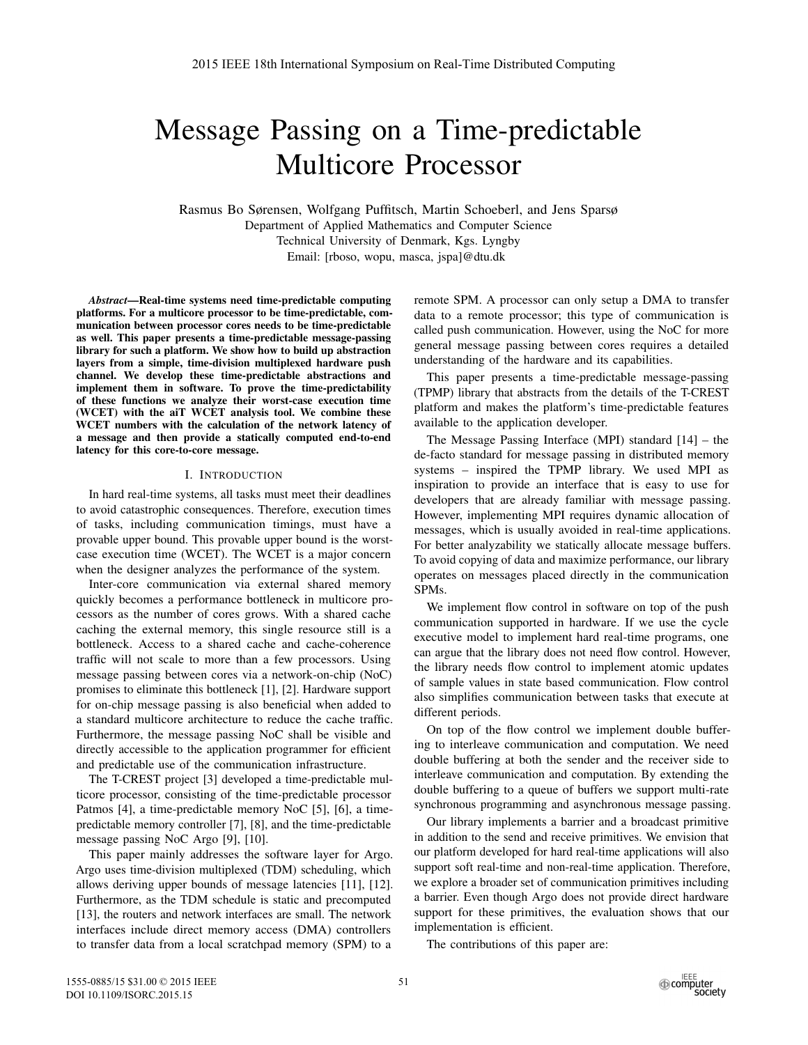# Message Passing on a Time-predictable Multicore Processor

Rasmus Bo Sørensen, Wolfgang Puffitsch, Martin Schoeberl, and Jens Sparsø
Department of Applied Mathematics and Computer Science
Technical University of Denmark, Kgs. Lyngby
Email: [rboso, wopu, masca, jspa]@dtu.dk

***Abstract*—Real-time systems need time-predictable computing platforms. For a multicore processor to be time-predictable, communication between processor cores needs to be time-predictable as well. This paper presents a time-predictable message-passing library for such a platform. We show how to build up abstraction layers from a simple, time-division multiplexed hardware push channel. We develop these time-predictable abstractions and implement them in software. To prove the time-predictability of these functions we analyze their worst-case execution time (WCET) with the aiT WCET analysis tool. We combine these WCET numbers with the calculation of the network latency of a message and then provide a statically computed end-to-end latency for this core-to-core message.**

## I. Introduction

In hard real-time systems, all tasks must meet their deadlines to avoid catastrophic consequences. Therefore, execution times of tasks, including communication timings, must have a provable upper bound. This provable upper bound is the worst-case execution time (WCET). The WCET is a major concern when the designer analyzes the performance of the system.

Inter-core communication via external shared memory quickly becomes a performance bottleneck in multicore processors as the number of cores grows. With a shared cache caching the external memory, this single resource still is a bottleneck. Access to a shared cache and cache-coherence traffic will not scale to more than a few processors. Using message passing between cores via a network-on-chip (NoC) promises to eliminate this bottleneck [1], [2]. Hardware support for on-chip message passing is also beneficial when added to a standard multicore architecture to reduce the cache traffic. Furthermore, the message passing NoC shall be visible and directly accessible to the application programmer for efficient and predictable use of the communication infrastructure.

The T-CREST project [3] developed a time-predictable multicore processor, consisting of the time-predictable processor Patmos [4], a time-predictable memory NoC [5], [6], a time-predictable memory controller [7], [8], and the time-predictable message passing NoC Argo [9], [10].

This paper mainly addresses the software layer for Argo. Argo uses time-division multiplexed (TDM) scheduling, which allows deriving upper bounds of message latencies [11], [12]. Furthermore, as the TDM schedule is static and precomputed [13], the routers and network interfaces are small. The network interfaces include direct memory access (DMA) controllers to transfer data from a local scratchpad memory (SPM) to a remote SPM. A processor can only setup a DMA to transfer data to a remote processor; this type of communication is called push communication. However, using the NoC for more general message passing between cores requires a detailed understanding of the hardware and its capabilities.

This paper presents a time-predictable message-passing (TPMP) library that abstracts from the details of the T-CREST platform and makes the platform's time-predictable features available to the application developer.

The Message Passing Interface (MPI) standard [14] – the de-facto standard for message passing in distributed memory systems – inspired the TPMP library. We used MPI as inspiration to provide an interface that is easy to use for developers that are already familiar with message passing. However, implementing MPI requires dynamic allocation of messages, which is usually avoided in real-time applications. For better analyzability we statically allocate message buffers. To avoid copying of data and maximize performance, our library operates on messages placed directly in the communication SPMs.

We implement flow control in software on top of the push communication supported in hardware. If we use the cycle executive model to implement hard real-time programs, one can argue that the library does not need flow control. However, the library needs flow control to implement atomic updates of sample values in state based communication. Flow control also simplifies communication between tasks that execute at different periods.

On top of the flow control we implement double buffering to interleave communication and computation. We need double buffering at both the sender and the receiver side to interleave communication and computation. By extending the double buffering to a queue of buffers we support multi-rate synchronous programming and asynchronous message passing.

Our library implements a barrier and a broadcast primitive in addition to the send and receive primitives. We envision that our platform developed for hard real-time applications will also support soft real-time and non-real-time application. Therefore, we explore a broader set of communication primitives including a barrier. Even though Argo does not provide direct hardware support for these primitives, the evaluation shows that our implementation is efficient.

The contributions of this paper are: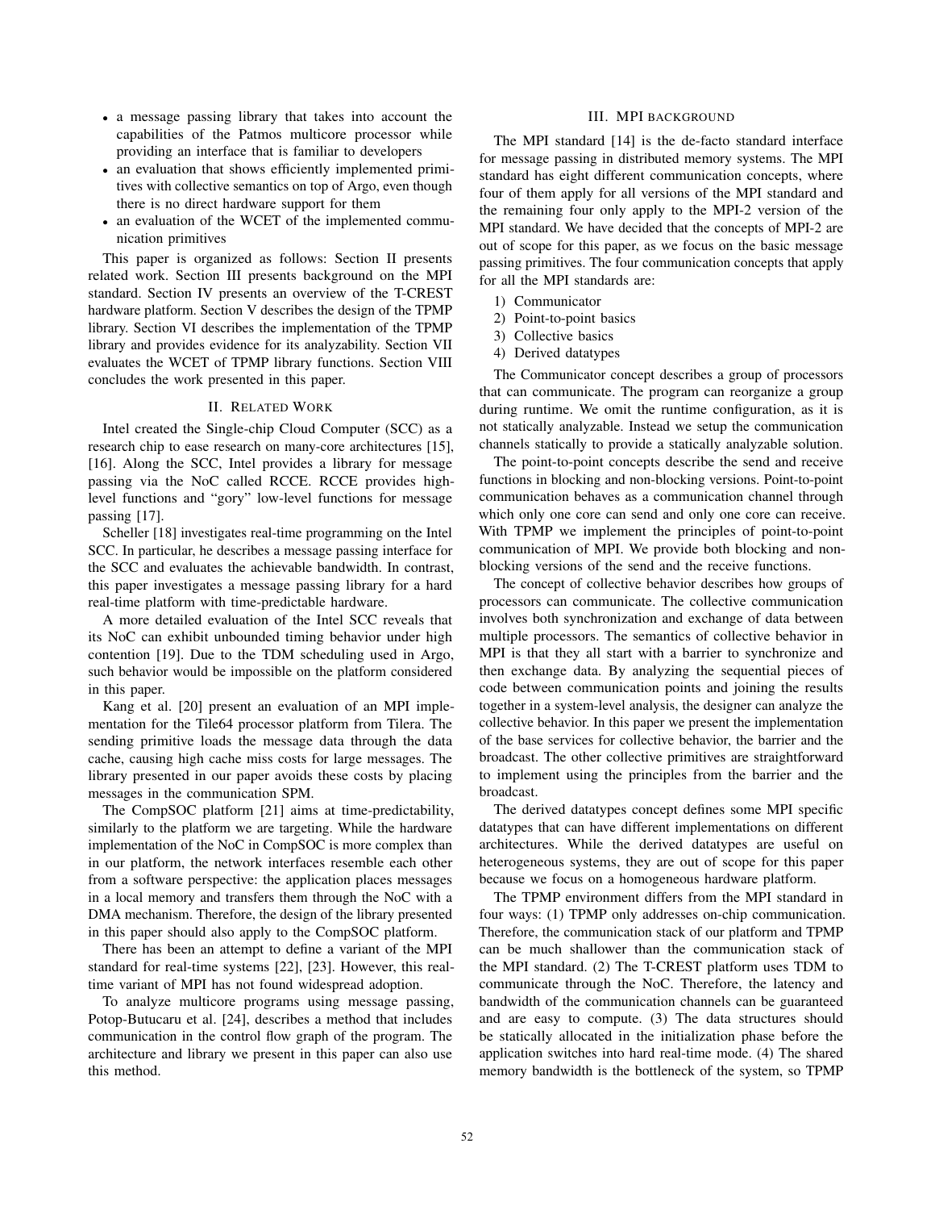- a message passing library that takes into account the capabilities of the Patmos multicore processor while providing an interface that is familiar to developers
- an evaluation that shows efficiently implemented primitives with collective semantics on top of Argo, even though there is no direct hardware support for them
- an evaluation of the WCET of the implemented communication primitives

This paper is organized as follows: Section II presents related work. Section III presents background on the MPI standard. Section IV presents an overview of the T-CREST hardware platform. Section V describes the design of the TPMP library. Section VI describes the implementation of the TPMP library and provides evidence for its analyzability. Section VII evaluates the WCET of TPMP library functions. Section VIII concludes the work presented in this paper.

## II. Related Work

Intel created the Single-chip Cloud Computer (SCC) as a research chip to ease research on many-core architectures [15], [16]. Along the SCC, Intel provides a library for message passing via the NoC called RCCE. RCCE provides high-level functions and "gory" low-level functions for message passing [17].

Scheller [18] investigates real-time programming on the Intel SCC. In particular, he describes a message passing interface for the SCC and evaluates the achievable bandwidth. In contrast, this paper investigates a message passing library for a hard real-time platform with time-predictable hardware.

A more detailed evaluation of the Intel SCC reveals that its NoC can exhibit unbounded timing behavior under high contention [19]. Due to the TDM scheduling used in Argo, such behavior would be impossible on the platform considered in this paper.

Kang et al. [20] present an evaluation of an MPI implementation for the Tile64 processor platform from Tilera. The sending primitive loads the message data through the data cache, causing high cache miss costs for large messages. The library presented in our paper avoids these costs by placing messages in the communication SPM.

The CompSOC platform [21] aims at time-predictability, similarly to the platform we are targeting. While the hardware implementation of the NoC in CompSOC is more complex than in our platform, the network interfaces resemble each other from a software perspective: the application places messages in a local memory and transfers them through the NoC with a DMA mechanism. Therefore, the design of the library presented in this paper should also apply to the CompSOC platform.

There has been an attempt to define a variant of the MPI standard for real-time systems [22], [23]. However, this real-time variant of MPI has not found widespread adoption.

To analyze multicore programs using message passing, Potop-Butucaru et al. [24], describes a method that includes communication in the control flow graph of the program. The architecture and library we present in this paper can also use this method.

## III. MPI Background

The MPI standard [14] is the de-facto standard interface for message passing in distributed memory systems. The MPI standard has eight different communication concepts, where four of them apply for all versions of the MPI standard and the remaining four only apply to the MPI-2 version of the MPI standard. We have decided that the concepts of MPI-2 are out of scope for this paper, as we focus on the basic message passing primitives. The four communication concepts that apply for all the MPI standards are:

1) Communicator
2) Point-to-point basics
3) Collective basics
4) Derived datatypes

The Communicator concept describes a group of processors that can communicate. The program can reorganize a group during runtime. We omit the runtime configuration, as it is not statically analyzable. Instead we setup the communication channels statically to provide a statically analyzable solution.

The point-to-point concepts describe the send and receive functions in blocking and non-blocking versions. Point-to-point communication behaves as a communication channel through which only one core can send and only one core can receive. With TPMP we implement the principles of point-to-point communication of MPI. We provide both blocking and non-blocking versions of the send and the receive functions.

The concept of collective behavior describes how groups of processors can communicate. The collective communication involves both synchronization and exchange of data between multiple processors. The semantics of collective behavior in MPI is that they all start with a barrier to synchronize and then exchange data. By analyzing the sequential pieces of code between communication points and joining the results together in a system-level analysis, the designer can analyze the collective behavior. In this paper we present the implementation of the base services for collective behavior, the barrier and the broadcast. The other collective primitives are straightforward to implement using the principles from the barrier and the broadcast.

The derived datatypes concept defines some MPI specific datatypes that can have different implementations on different architectures. While the derived datatypes are useful on heterogeneous systems, they are out of scope for this paper because we focus on a homogeneous hardware platform.

The TPMP environment differs from the MPI standard in four ways: (1) TPMP only addresses on-chip communication. Therefore, the communication stack of our platform and TPMP can be much shallower than the communication stack of the MPI standard. (2) The T-CREST platform uses TDM to communicate through the NoC. Therefore, the latency and bandwidth of the communication channels can be guaranteed and are easy to compute. (3) The data structures should be statically allocated in the initialization phase before the application switches into hard real-time mode. (4) The shared memory bandwidth is the bottleneck of the system, so TPMP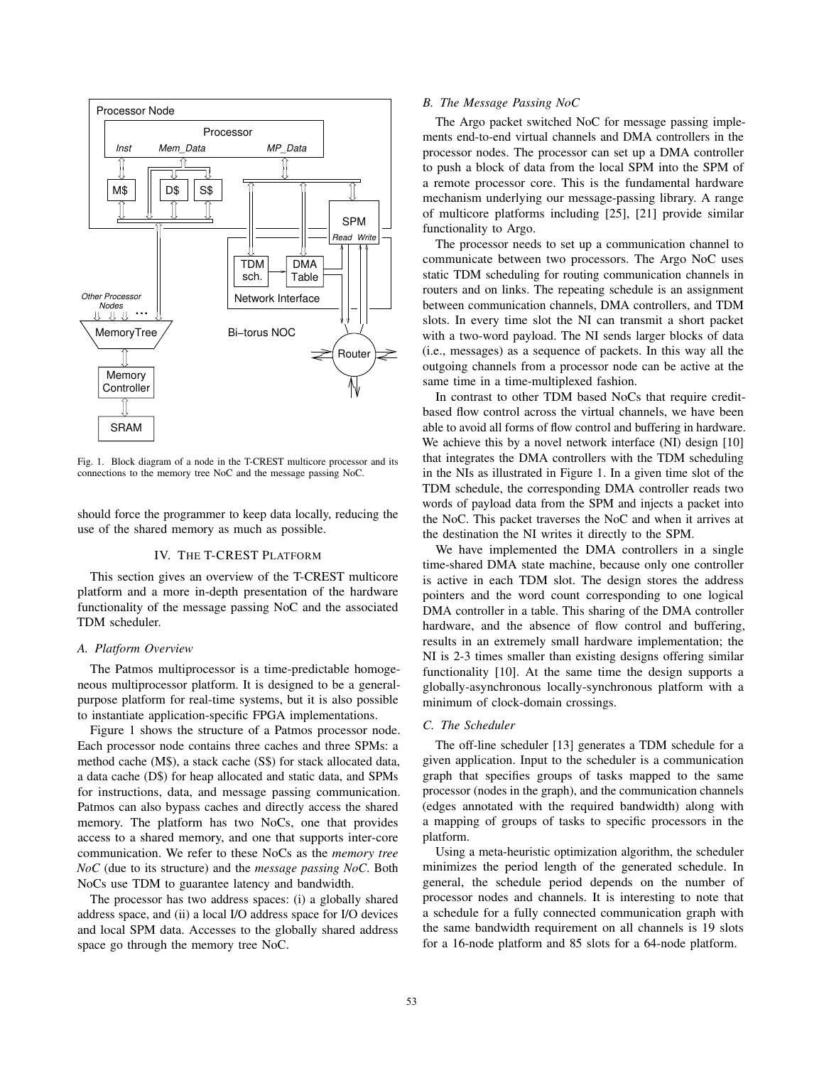Fig. 1. Block diagram of a node in the T-CREST multicore processor and its connections to the memory tree NoC and the message passing NoC.

should force the programmer to keep data locally, reducing the use of the shared memory as much as possible.

## IV. The T-CREST Platform

This section gives an overview of the T-CREST multicore platform and a more in-depth presentation of the hardware functionality of the message passing NoC and the associated TDM scheduler.

### *A. Platform Overview*

The Patmos multiprocessor is a time-predictable homogeneous multiprocessor platform. It is designed to be a general-purpose platform for real-time systems, but it is also possible to instantiate application-specific FPGA implementations.

Figure 1 shows the structure of a Patmos processor node. Each processor node contains three caches and three SPMs: a method cache (M$), a stack cache (S$) for stack allocated data, a data cache (D$) for heap allocated and static data, and SPMs for instructions, data, and message passing communication. Patmos can also bypass caches and directly access the shared memory. The platform has two NoCs, one that provides access to a shared memory, and one that supports inter-core communication. We refer to these NoCs as the *memory tree NoC* (due to its structure) and the *message passing NoC*. Both NoCs use TDM to guarantee latency and bandwidth.

The processor has two address spaces: (i) a globally shared address space, and (ii) a local I/O address space for I/O devices and local SPM data. Accesses to the globally shared address space go through the memory tree NoC.

### *B. The Message Passing NoC*

The Argo packet switched NoC for message passing implements end-to-end virtual channels and DMA controllers in the processor nodes. The processor can set up a DMA controller to push a block of data from the local SPM into the SPM of a remote processor core. This is the fundamental hardware mechanism underlying our message-passing library. A range of multicore platforms including [25], [21] provide similar functionality to Argo.

The processor needs to set up a communication channel to communicate between two processors. The Argo NoC uses static TDM scheduling for routing communication channels in routers and on links. The repeating schedule is an assignment between communication channels, DMA controllers, and TDM slots. In every time slot the NI can transmit a short packet with a two-word payload. The NI sends larger blocks of data (i.e., messages) as a sequence of packets. In this way all the outgoing channels from a processor node can be active at the same time in a time-multiplexed fashion.

In contrast to other TDM based NoCs that require credit-based flow control across the virtual channels, we have been able to avoid all forms of flow control and buffering in hardware. We achieve this by a novel network interface (NI) design [10] that integrates the DMA controllers with the TDM scheduling in the NIs as illustrated in Figure 1. In a given time slot of the TDM schedule, the corresponding DMA controller reads two words of payload data from the SPM and injects a packet into the NoC. This packet traverses the NoC and when it arrives at the destination the NI writes it directly to the SPM.

We have implemented the DMA controllers in a single time-shared DMA state machine, because only one controller is active in each TDM slot. The design stores the address pointers and the word count corresponding to one logical DMA controller in a table. This sharing of the DMA controller hardware, and the absence of flow control and buffering, results in an extremely small hardware implementation; the NI is 2-3 times smaller than existing designs offering similar functionality [10]. At the same time the design supports a globally-asynchronous locally-synchronous platform with a minimum of clock-domain crossings.

### *C. The Scheduler*

The off-line scheduler [13] generates a TDM schedule for a given application. Input to the scheduler is a communication graph that specifies groups of tasks mapped to the same processor (nodes in the graph), and the communication channels (edges annotated with the required bandwidth) along with a mapping of groups of tasks to specific processors in the platform.

Using a meta-heuristic optimization algorithm, the scheduler minimizes the period length of the generated schedule. In general, the schedule period depends on the number of processor nodes and channels. It is interesting to note that a schedule for a fully connected communication graph with the same bandwidth requirement on all channels is 19 slots for a 16-node platform and 85 slots for a 64-node platform.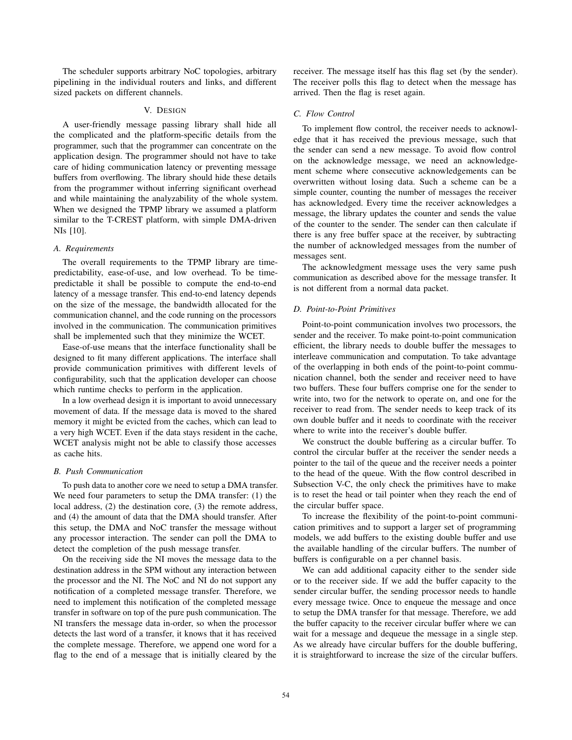The scheduler supports arbitrary NoC topologies, arbitrary pipelining in the individual routers and links, and different sized packets on different channels.

## V. Design

A user-friendly message passing library shall hide all the complicated and the platform-specific details from the programmer, such that the programmer can concentrate on the application design. The programmer should not have to take care of hiding communication latency or preventing message buffers from overflowing. The library should hide these details from the programmer without inferring significant overhead and while maintaining the analyzability of the whole system. When we designed the TPMP library we assumed a platform similar to the T-CREST platform, with simple DMA-driven NIs [10].

### A. Requirements

The overall requirements to the TPMP library are time-predictability, ease-of-use, and low overhead. To be time-predictable it shall be possible to compute the end-to-end latency of a message transfer. This end-to-end latency depends on the size of the message, the bandwidth allocated for the communication channel, and the code running on the processors involved in the communication. The communication primitives shall be implemented such that they minimize the WCET.

Ease-of-use means that the interface functionality shall be designed to fit many different applications. The interface shall provide communication primitives with different levels of configurability, such that the application developer can choose which runtime checks to perform in the application.

In a low overhead design it is important to avoid unnecessary movement of data. If the message data is moved to the shared memory it might be evicted from the caches, which can lead to a very high WCET. Even if the data stays resident in the cache, WCET analysis might not be able to classify those accesses as cache hits.

### B. Push Communication

To push data to another core we need to setup a DMA transfer. We need four parameters to setup the DMA transfer: (1) the local address, (2) the destination core, (3) the remote address, and (4) the amount of data that the DMA should transfer. After this setup, the DMA and NoC transfer the message without any processor interaction. The sender can poll the DMA to detect the completion of the push message transfer.

On the receiving side the NI moves the message data to the destination address in the SPM without any interaction between the processor and the NI. The NoC and NI do not support any notification of a completed message transfer. Therefore, we need to implement this notification of the completed message transfer in software on top of the pure push communication. The NI transfers the message data in-order, so when the processor detects the last word of a transfer, it knows that it has received the complete message. Therefore, we append one word for a flag to the end of a message that is initially cleared by the receiver. The message itself has this flag set (by the sender). The receiver polls this flag to detect when the message has arrived. Then the flag is reset again.

### C. Flow Control

To implement flow control, the receiver needs to acknowledge that it has received the previous message, such that the sender can send a new message. To avoid flow control on the acknowledge message, we need an acknowledgement scheme where consecutive acknowledgements can be overwritten without losing data. Such a scheme can be a simple counter, counting the number of messages the receiver has acknowledged. Every time the receiver acknowledges a message, the library updates the counter and sends the value of the counter to the sender. The sender can then calculate if there is any free buffer space at the receiver, by subtracting the number of acknowledged messages from the number of messages sent.

The acknowledgment message uses the very same push communication as described above for the message transfer. It is not different from a normal data packet.

### D. Point-to-Point Primitives

Point-to-point communication involves two processors, the sender and the receiver. To make point-to-point communication efficient, the library needs to double buffer the messages to interleave communication and computation. To take advantage of the overlapping in both ends of the point-to-point communication channel, both the sender and receiver need to have two buffers. These four buffers comprise one for the sender to write into, two for the network to operate on, and one for the receiver to read from. The sender needs to keep track of its own double buffer and it needs to coordinate with the receiver where to write into the receiver's double buffer.

We construct the double buffering as a circular buffer. To control the circular buffer at the receiver the sender needs a pointer to the tail of the queue and the receiver needs a pointer to the head of the queue. With the flow control described in Subsection V-C, the only check the primitives have to make is to reset the head or tail pointer when they reach the end of the circular buffer space.

To increase the flexibility of the point-to-point communication primitives and to support a larger set of programming models, we add buffers to the existing double buffer and use the available handling of the circular buffers. The number of buffers is configurable on a per channel basis.

We can add additional capacity either to the sender side or to the receiver side. If we add the buffer capacity to the sender circular buffer, the sending processor needs to handle every message twice. Once to enqueue the message and once to setup the DMA transfer for that message. Therefore, we add the buffer capacity to the receiver circular buffer where we can wait for a message and dequeue the message in a single step. As we already have circular buffers for the double buffering, it is straightforward to increase the size of the circular buffers.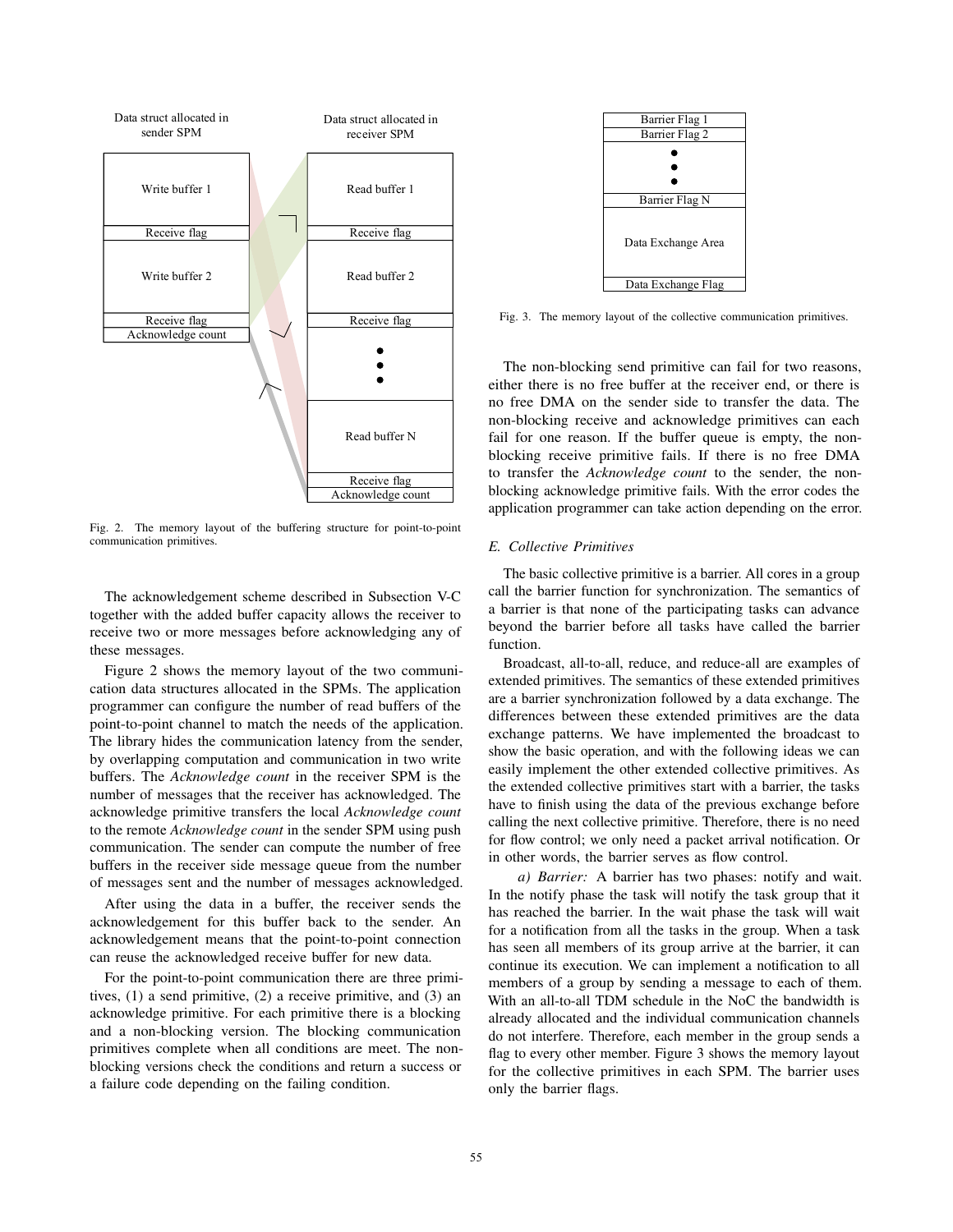Data struct allocated in sender SPM

Data struct allocated in receiver SPM

Write buffer 1

Receive flag

Write buffer 2

Receive flag

Acknowledge count

Read buffer 1

Receive flag

Read buffer 2

Receive flag

Read buffer N

Receive flag

Acknowledge count

Fig. 2. The memory layout of the buffering structure for point-to-point communication primitives.

The acknowledgement scheme described in Subsection V-C together with the added buffer capacity allows the receiver to receive two or more messages before acknowledging any of these messages.

Figure 2 shows the memory layout of the two communication data structures allocated in the SPMs. The application programmer can configure the number of read buffers of the point-to-point channel to match the needs of the application. The library hides the communication latency from the sender, by overlapping computation and communication in two write buffers. The *Acknowledge count* in the receiver SPM is the number of messages that the receiver has acknowledged. The acknowledge primitive transfers the local *Acknowledge count* to the remote *Acknowledge count* in the sender SPM using push communication. The sender can compute the number of free buffers in the receiver side message queue from the number of messages sent and the number of messages acknowledged.

After using the data in a buffer, the receiver sends the acknowledgement for this buffer back to the sender. An acknowledgement means that the point-to-point connection can reuse the acknowledged receive buffer for new data.

For the point-to-point communication there are three primitives, (1) a send primitive, (2) a receive primitive, and (3) an acknowledge primitive. For each primitive there is a blocking and a non-blocking version. The blocking communication primitives complete when all conditions are meet. The non-blocking versions check the conditions and return a success or a failure code depending on the failing condition.

Barrier Flag 1

Barrier Flag 2

Barrier Flag N

Data Exchange Area

Data Exchange Flag

Fig. 3. The memory layout of the collective communication primitives.

The non-blocking send primitive can fail for two reasons, either there is no free buffer at the receiver end, or there is no free DMA on the sender side to transfer the data. The non-blocking receive and acknowledge primitives can each fail for one reason. If the buffer queue is empty, the non-blocking receive primitive fails. If there is no free DMA to transfer the *Acknowledge count* to the sender, the non-blocking acknowledge primitive fails. With the error codes the application programmer can take action depending on the error.

### *E. Collective Primitives*

The basic collective primitive is a barrier. All cores in a group call the barrier function for synchronization. The semantics of a barrier is that none of the participating tasks can advance beyond the barrier before all tasks have called the barrier function.

Broadcast, all-to-all, reduce, and reduce-all are examples of extended primitives. The semantics of these extended primitives are a barrier synchronization followed by a data exchange. The differences between these extended primitives are the data exchange patterns. We have implemented the broadcast to show the basic operation, and with the following ideas we can easily implement the other extended collective primitives. As the extended collective primitives start with a barrier, the tasks have to finish using the data of the previous exchange before calling the next collective primitive. Therefore, there is no need for flow control; we only need a packet arrival notification. Or in other words, the barrier serves as flow control.

*a) Barrier:* A barrier has two phases: notify and wait. In the notify phase the task will notify the task group that it has reached the barrier. In the wait phase the task will wait for a notification from all the tasks in the group. When a task has seen all members of its group arrive at the barrier, it can continue its execution. We can implement a notification to all members of a group by sending a message to each of them. With an all-to-all TDM schedule in the NoC the bandwidth is already allocated and the individual communication channels do not interfere. Therefore, each member in the group sends a flag to every other member. Figure 3 shows the memory layout for the collective primitives in each SPM. The barrier uses only the barrier flags.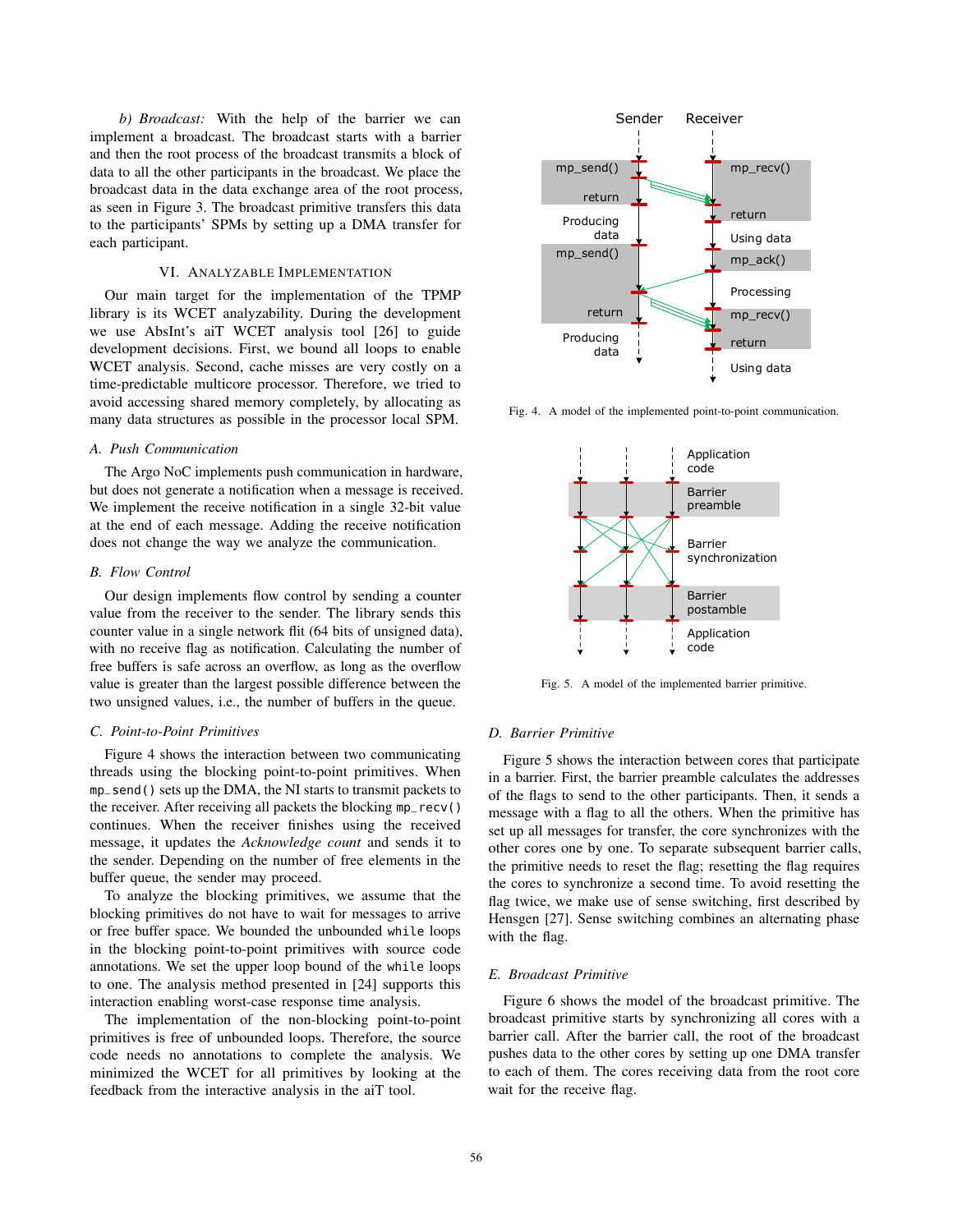*b) Broadcast:* With the help of the barrier we can implement a broadcast. The broadcast starts with a barrier and then the root process of the broadcast transmits a block of data to all the other participants in the broadcast. We place the broadcast data in the data exchange area of the root process, as seen in Figure 3. The broadcast primitive transfers this data to the participants' SPMs by setting up a DMA transfer for each participant.

## VI. Analyzable Implementation

Our main target for the implementation of the TPMP library is its WCET analyzability. During the development we use AbsInt's aiT WCET analysis tool [26] to guide development decisions. First, we bound all loops to enable WCET analysis. Second, cache misses are very costly on a time-predictable multicore processor. Therefore, we tried to avoid accessing shared memory completely, by allocating as many data structures as possible in the processor local SPM.

### A. Push Communication

The Argo NoC implements push communication in hardware, but does not generate a notification when a message is received. We implement the receive notification in a single 32-bit value at the end of each message. Adding the receive notification does not change the way we analyze the communication.

### B. Flow Control

Our design implements flow control by sending a counter value from the receiver to the sender. The library sends this counter value in a single network flit (64 bits of unsigned data), with no receive flag as notification. Calculating the number of free buffers is safe across an overflow, as long as the overflow value is greater than the largest possible difference between the two unsigned values, i.e., the number of buffers in the queue.

### C. Point-to-Point Primitives

Figure 4 shows the interaction between two communicating threads using the blocking point-to-point primitives. When `mp_send()` sets up the DMA, the NI starts to transmit packets to the receiver. After receiving all packets the blocking `mp_recv()` continues. When the receiver finishes using the received message, it updates the *Acknowledge count* and sends it to the sender. Depending on the number of free elements in the buffer queue, the sender may proceed.

To analyze the blocking primitives, we assume that the blocking primitives do not have to wait for messages to arrive or free buffer space. We bounded the unbounded `while` loops in the blocking point-to-point primitives with source code annotations. We set the upper loop bound of the `while` loops to one. The analysis method presented in [24] supports this interaction enabling worst-case response time analysis.

The implementation of the non-blocking point-to-point primitives is free of unbounded loops. Therefore, the source code needs no annotations to complete the analysis. We minimized the WCET for all primitives by looking at the feedback from the interactive analysis in the aiT tool.

Fig. 4. A model of the implemented point-to-point communication.

Fig. 5. A model of the implemented barrier primitive.

### D. Barrier Primitive

Figure 5 shows the interaction between cores that participate in a barrier. First, the barrier preamble calculates the addresses of the flags to send to the other participants. Then, it sends a message with a flag to all the others. When the primitive has set up all messages for transfer, the core synchronizes with the other cores one by one. To separate subsequent barrier calls, the primitive needs to reset the flag; resetting the flag requires the cores to synchronize a second time. To avoid resetting the flag twice, we make use of sense switching, first described by Hensgen [27]. Sense switching combines an alternating phase with the flag.

### E. Broadcast Primitive

Figure 6 shows the model of the broadcast primitive. The broadcast primitive starts by synchronizing all cores with a barrier call. After the barrier call, the root of the broadcast pushes data to the other cores by setting up one DMA transfer to each of them. The cores receiving data from the root core wait for the receive flag.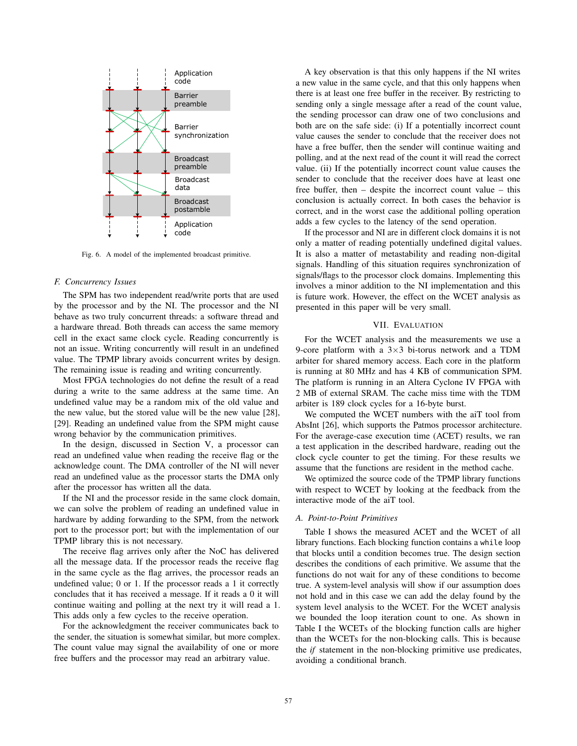Application code

Barrier preamble

Barrier synchronization

Broadcast preamble

Broadcast data

Broadcast postamble

Application code

Fig. 6. A model of the implemented broadcast primitive.

### F. Concurrency Issues

The SPM has two independent read/write ports that are used by the processor and by the NI. The processor and the NI behave as two truly concurrent threads: a software thread and a hardware thread. Both threads can access the same memory cell in the exact same clock cycle. Reading concurrently is not an issue. Writing concurrently will result in an undefined value. The TPMP library avoids concurrent writes by design. The remaining issue is reading and writing concurrently.

Most FPGA technologies do not define the result of a read during a write to the same address at the same time. An undefined value may be a random mix of the old value and the new value, but the stored value will be the new value [28], [29]. Reading an undefined value from the SPM might cause wrong behavior by the communication primitives.

In the design, discussed in Section V, a processor can read an undefined value when reading the receive flag or the acknowledge count. The DMA controller of the NI will never read an undefined value as the processor starts the DMA only after the processor has written all the data.

If the NI and the processor reside in the same clock domain, we can solve the problem of reading an undefined value in hardware by adding forwarding to the SPM, from the network port to the processor port; but with the implementation of our TPMP library this is not necessary.

The receive flag arrives only after the NoC has delivered all the message data. If the processor reads the receive flag in the same cycle as the flag arrives, the processor reads an undefined value; 0 or 1. If the processor reads a 1 it correctly concludes that it has received a message. If it reads a 0 it will continue waiting and polling at the next try it will read a 1. This adds only a few cycles to the receive operation.

For the acknowledgment the receiver communicates back to the sender, the situation is somewhat similar, but more complex. The count value may signal the availability of one or more free buffers and the processor may read an arbitrary value.

A key observation is that this only happens if the NI writes a new value in the same cycle, and that this only happens when there is at least one free buffer in the receiver. By restricting to sending only a single message after a read of the count value, the sending processor can draw one of two conclusions and both are on the safe side: (i) If a potentially incorrect count value causes the sender to conclude that the receiver does not have a free buffer, then the sender will continue waiting and polling, and at the next read of the count it will read the correct value. (ii) If the potentially incorrect count value causes the sender to conclude that the receiver does have at least one free buffer, then – despite the incorrect count value – this conclusion is actually correct. In both cases the behavior is correct, and in the worst case the additional polling operation adds a few cycles to the latency of the send operation.

If the processor and NI are in different clock domains it is not only a matter of reading potentially undefined digital values. It is also a matter of metastability and reading non-digital signals. Handling of this situation requires synchronization of signals/flags to the processor clock domains. Implementing this involves a minor addition to the NI implementation and this is future work. However, the effect on the WCET analysis as presented in this paper will be very small.

## VII. Evaluation

For the WCET analysis and the measurements we use a 9-core platform with a 3×3 bi-torus network and a TDM arbiter for shared memory access. Each core in the platform is running at 80 MHz and has 4 KB of communication SPM. The platform is running in an Altera Cyclone IV FPGA with 2 MB of external SRAM. The cache miss time with the TDM arbiter is 189 clock cycles for a 16-byte burst.

We computed the WCET numbers with the aiT tool from AbsInt [26], which supports the Patmos processor architecture. For the average-case execution time (ACET) results, we ran a test application in the described hardware, reading out the clock cycle counter to get the timing. For these results we assume that the functions are resident in the method cache.

We optimized the source code of the TPMP library functions with respect to WCET by looking at the feedback from the interactive mode of the aiT tool.

### A. Point-to-Point Primitives

Table I shows the measured ACET and the WCET of all library functions. Each blocking function contains a `while` loop that blocks until a condition becomes true. The design section describes the conditions of each primitive. We assume that the functions do not wait for any of these conditions to become true. A system-level analysis will show if our assumption does not hold and in this case we can add the delay found by the system level analysis to the WCET. For the WCET analysis we bounded the loop iteration count to one. As shown in Table I the WCETs of the blocking function calls are higher than the WCETs for the non-blocking calls. This is because the *if* statement in the non-blocking primitive use predicates, avoiding a conditional branch.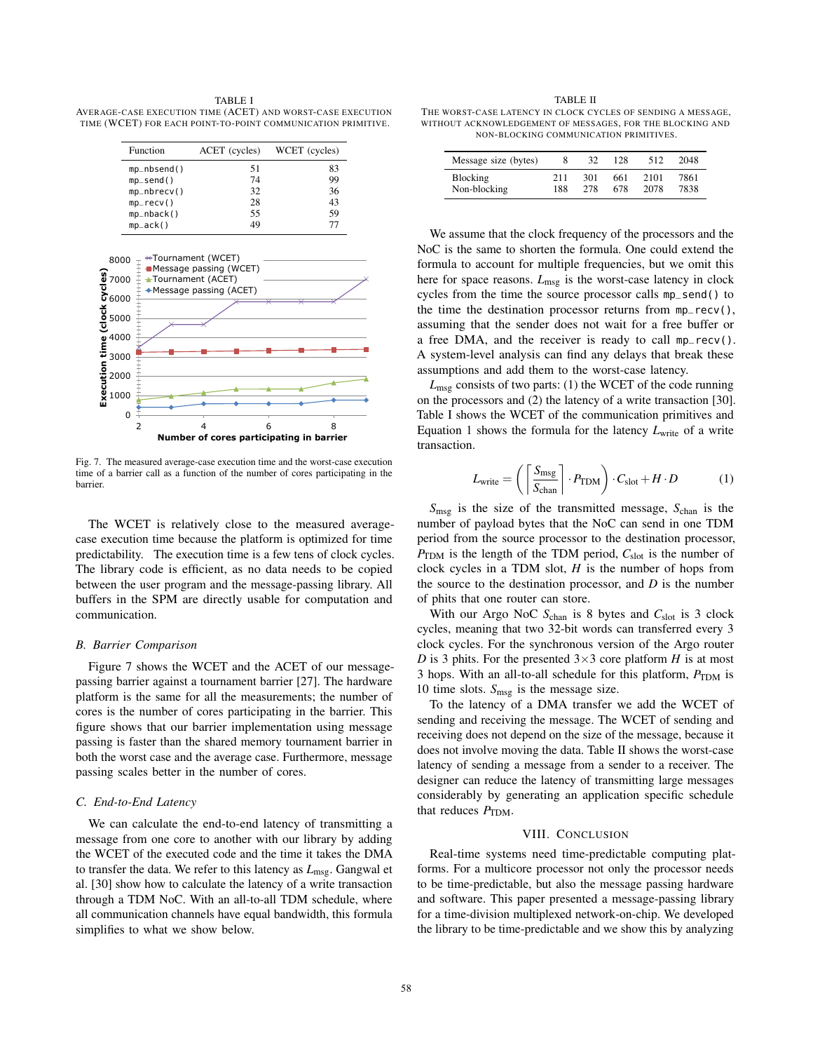TABLE I
AVERAGE-CASE EXECUTION TIME (ACET) AND WORST-CASE EXECUTION TIME (WCET) FOR EACH POINT-TO-POINT COMMUNICATION PRIMITIVE.

| Function | ACET (cycles) | WCET (cycles) |
|---|---|---|
| `mp_nbsend()` | 51 | 83 |
| `mp_send()` | 74 | 99 |
| `mp_nbrecv()` | 32 | 36 |
| `mp_recv()` | 28 | 43 |
| `mp_nback()` | 55 | 59 |
| `mp_ack()` | 49 | 77 |

Fig. 7. The measured average-case execution time and the worst-case execution time of a barrier call as a function of the number of cores participating in the barrier.

The WCET is relatively close to the measured average-case execution time because the platform is optimized for time predictability. The execution time is a few tens of clock cycles. The library code is efficient, as no data needs to be copied between the user program and the message-passing library. All buffers in the SPM are directly usable for computation and communication.

### B. Barrier Comparison

Figure 7 shows the WCET and the ACET of our message-passing barrier against a tournament barrier [27]. The hardware platform is the same for all the measurements; the number of cores is the number of cores participating in the barrier. This figure shows that our barrier implementation using message passing is faster than the shared memory tournament barrier in both the worst case and the average case. Furthermore, message passing scales better in the number of cores.

### C. End-to-End Latency

We can calculate the end-to-end latency of transmitting a message from one core to another with our library by adding the WCET of the executed code and the time it takes the DMA to transfer the data. We refer to this latency as $L_{\text{msg}}$. Gangwal et al. [30] show how to calculate the latency of a write transaction through a TDM NoC. With an all-to-all TDM schedule, where all communication channels have equal bandwidth, this formula simplifies to what we show below.

TABLE II
THE WORST-CASE LATENCY IN CLOCK CYCLES OF SENDING A MESSAGE, WITHOUT ACKNOWLEDGEMENT OF MESSAGES, FOR THE BLOCKING AND NON-BLOCKING COMMUNICATION PRIMITIVES.

| Message size (bytes) | 8 | 32 | 128 | 512 | 2048 |
|---|---|---|---|---|---|
| Blocking | 211 | 301 | 661 | 2101 | 7861 |
| Non-blocking | 188 | 278 | 678 | 2078 | 7838 |

We assume that the clock frequency of the processors and the NoC is the same to shorten the formula. One could extend the formula to account for multiple frequencies, but we omit this here for space reasons. $L_{\text{msg}}$ is the worst-case latency in clock cycles from the time the source processor calls `mp_send()` to the time the destination processor returns from `mp_recv()`, assuming that the sender does not wait for a free buffer or a free DMA, and the receiver is ready to call `mp_recv()`. A system-level analysis can find any delays that break these assumptions and add them to the worst-case latency.

$L_{\text{msg}}$ consists of two parts: (1) the WCET of the code running on the processors and (2) the latency of a write transaction [30]. Table I shows the WCET of the communication primitives and Equation 1 shows the formula for the latency $L_{\text{write}}$ of a write transaction.

$$L_{\text{write}} = \left( \left\lceil \frac{S_{\text{msg}}}{S_{\text{chan}}} \right\rceil \cdot P_{\text{TDM}} \right) \cdot C_{\text{slot}} + H \cdot D \tag{1}$$

$S_{\text{msg}}$ is the size of the transmitted message, $S_{\text{chan}}$ is the number of payload bytes that the NoC can send in one TDM period from the source processor to the destination processor, $P_{\text{TDM}}$ is the length of the TDM period, $C_{\text{slot}}$ is the number of clock cycles in a TDM slot, $H$ is the number of hops from the source to the destination processor, and $D$ is the number of phits that one router can store.

With our Argo NoC $S_{\text{chan}}$ is 8 bytes and $C_{\text{slot}}$ is 3 clock cycles, meaning that two 32-bit words can transferred every 3 clock cycles. For the synchronous version of the Argo router $D$ is 3 phits. For the presented $3 \times 3$ core platform $H$ is at most 3 hops. With an all-to-all schedule for this platform, $P_{\text{TDM}}$ is 10 time slots. $S_{\text{msg}}$ is the message size.

To the latency of a DMA transfer we add the WCET of sending and receiving the message. The WCET of sending and receiving does not depend on the size of the message, because it does not involve moving the data. Table II shows the worst-case latency of sending a message from a sender to a receiver. The designer can reduce the latency of transmitting large messages considerably by generating an application specific schedule that reduces $P_{\text{TDM}}$.

## VIII. CONCLUSION

Real-time systems need time-predictable computing platforms. For a multicore processor not only the processor needs to be time-predictable, but also the message passing hardware and software. This paper presented a message-passing library for a time-division multiplexed network-on-chip. We developed the library to be time-predictable and we show this by analyzing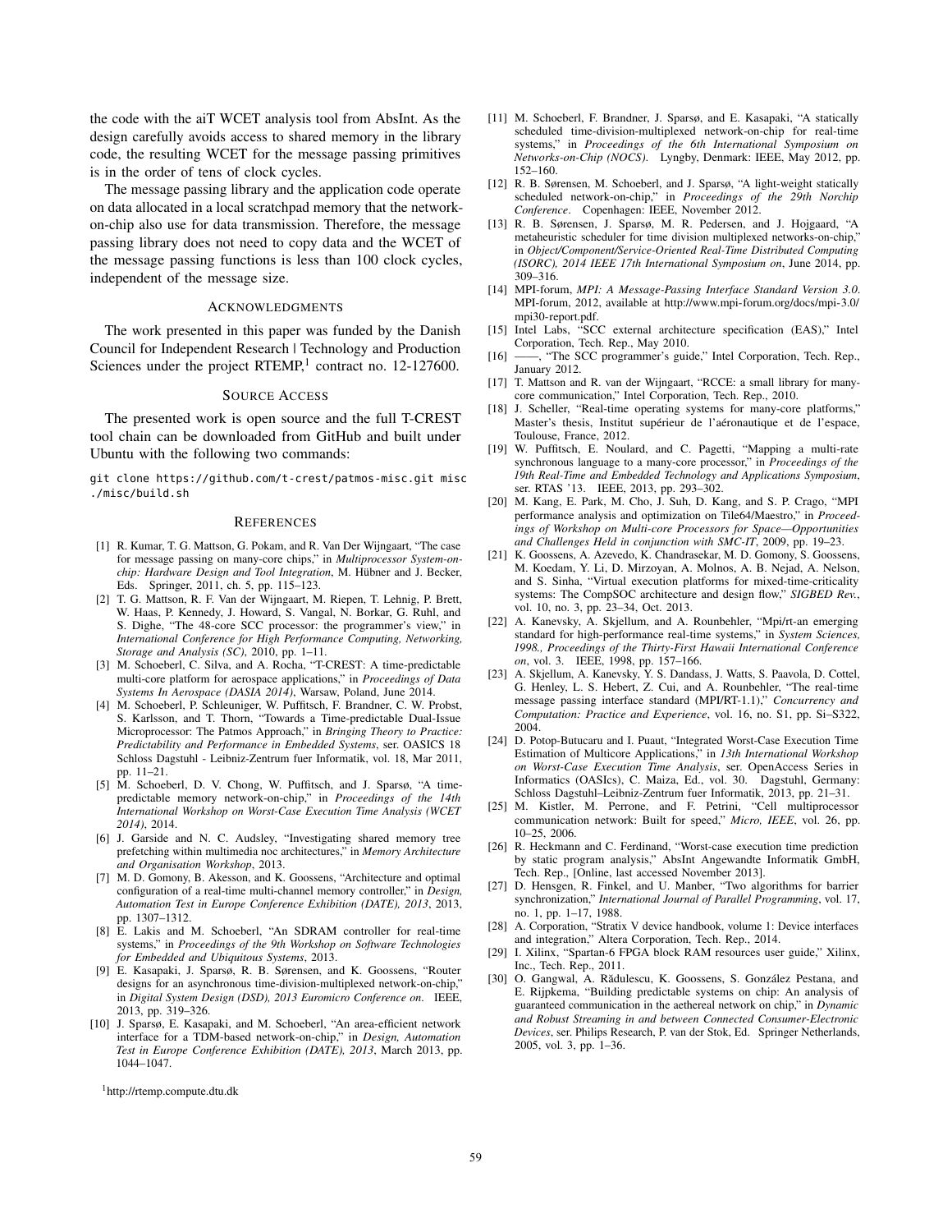the code with the aiT WCET analysis tool from AbsInt. As the design carefully avoids access to shared memory in the library code, the resulting WCET for the message passing primitives is in the order of tens of clock cycles.

The message passing library and the application code operate on data allocated in a local scratchpad memory that the network-on-chip also use for data transmission. Therefore, the message passing library does not need to copy data and the WCET of the message passing functions is less than 100 clock cycles, independent of the message size.

## ACKNOWLEDGMENTS

The work presented in this paper was funded by the Danish Council for Independent Research | Technology and Production Sciences under the project RTEMP,[1] contract no. 12-127600.

## SOURCE ACCESS

The presented work is open source and the full T-CREST tool chain can be downloaded from GitHub and built under Ubuntu with the following two commands:

```
git clone https://github.com/t-crest/patmos-misc.git misc
./misc/build.sh
```

[1] http://rtemp.compute.dtu.dk

## REFERENCES

[1] R. Kumar, T. G. Mattson, G. Pokam, and R. Van Der Wijngaart, "The case for message passing on many-core chips," in *Multiprocessor System-on-chip: Hardware Design and Tool Integration*, M. Hübner and J. Becker, Eds. Springer, 2011, ch. 5, pp. 115–123.

[2] T. G. Mattson, R. F. Van der Wijngaart, M. Riepen, T. Lehnig, P. Brett, W. Haas, P. Kennedy, J. Howard, S. Vangal, N. Borkar, G. Ruhl, and S. Dighe, "The 48-core SCC processor: the programmer's view," in *International Conference for High Performance Computing, Networking, Storage and Analysis (SC)*, 2010, pp. 1–11.

[3] M. Schoeberl, C. Silva, and A. Rocha, "T-CREST: A time-predictable multi-core platform for aerospace applications," in *Proceedings of Data Systems In Aerospace (DASIA 2014)*, Warsaw, Poland, June 2014.

[4] M. Schoeberl, P. Schleuniger, W. Puffitsch, F. Brandner, C. W. Probst, S. Karlsson, and T. Thorn, "Towards a Time-predictable Dual-Issue Microprocessor: The Patmos Approach," in *Bringing Theory to Practice: Predictability and Performance in Embedded Systems*, ser. OASICS 18 Schloss Dagstuhl - Leibniz-Zentrum fuer Informatik, vol. 18, Mar 2011, pp. 11–21.

[5] M. Schoeberl, D. V. Chong, W. Puffitsch, and J. Sparsø, "A time-predictable memory network-on-chip," in *Proceedings of the 14th International Workshop on Worst-Case Execution Time Analysis (WCET 2014)*, 2014.

[6] J. Garside and N. C. Audsley, "Investigating shared memory tree prefetching within multimedia noc architectures," in *Memory Architecture and Organisation Workshop*, 2013.

[7] M. D. Gomony, B. Akesson, and K. Goossens, "Architecture and optimal configuration of a real-time multi-channel memory controller," in *Design, Automation Test in Europe Conference Exhibition (DATE), 2013*, 2013, pp. 1307–1312.

[8] E. Lakis and M. Schoeberl, "An SDRAM controller for real-time systems," in *Proceedings of the 9th Workshop on Software Technologies for Embedded and Ubiquitous Systems*, 2013.

[9] E. Kasapaki, J. Sparsø, R. B. Sørensen, and K. Goossens, "Router designs for an asynchronous time-division-multiplexed network-on-chip," in *Digital System Design (DSD), 2013 Euromicro Conference on*. IEEE, 2013, pp. 319–326.

[10] J. Sparsø, E. Kasapaki, and M. Schoeberl, "An area-efficient network interface for a TDM-based network-on-chip," in *Design, Automation Test in Europe Conference Exhibition (DATE), 2013*, March 2013, pp. 1044–1047.

[11] M. Schoeberl, F. Brandner, J. Sparsø, and E. Kasapaki, "A statically scheduled time-division-multiplexed network-on-chip for real-time systems," in *Proceedings of the 6th International Symposium on Networks-on-Chip (NOCS)*. Lyngby, Denmark: IEEE, May 2012, pp. 152–160.

[12] R. B. Sørensen, M. Schoeberl, and J. Sparsø, "A light-weight statically scheduled network-on-chip," in *Proceedings of the 29th Norchip Conference*. Copenhagen: IEEE, November 2012.

[13] R. B. Sørensen, J. Sparsø, M. R. Pedersen, and J. Hojgaard, "A metaheuristic scheduler for time division multiplexed networks-on-chip," in *Object/Component/Service-Oriented Real-Time Distributed Computing (ISORC), 2014 IEEE 17th International Symposium on*, June 2014, pp. 309–316.

[14] MPI-forum, *MPI: A Message-Passing Interface Standard Version 3.0*. MPI-forum, 2012, available at http://www.mpi-forum.org/docs/mpi-3.0/mpi30-report.pdf.

[15] Intel Labs, "SCC external architecture specification (EAS)," Intel Corporation, Tech. Rep., May 2010.

[16] ——, "The SCC programmer's guide," Intel Corporation, Tech. Rep., January 2012.

[17] T. Mattson and R. van der Wijngaart, "RCCE: a small library for many-core communication," Intel Corporation, Tech. Rep., 2010.

[18] J. Scheller, "Real-time operating systems for many-core platforms," Master's thesis, Institut supérieur de l'aéronautique et de l'espace, Toulouse, France, 2012.

[19] W. Puffitsch, E. Noulard, and C. Pagetti, "Mapping a multi-rate synchronous language to a many-core processor," in *Proceedings of the 19th Real-Time and Embedded Technology and Applications Symposium*, ser. RTAS '13. IEEE, 2013, pp. 293–302.

[20] M. Kang, E. Park, M. Cho, J. Suh, D. Kang, and S. P. Crago, "MPI performance analysis and optimization on Tile64/Maestro," in *Proceedings of Workshop on Multi-core Processors for Space—Opportunities and Challenges Held in conjunction with SMC-IT*, 2009, pp. 19–23.

[21] K. Goossens, A. Azevedo, K. Chandrasekar, M. D. Gomony, S. Goossens, M. Koedam, Y. Li, D. Mirzoyan, A. Molnos, A. B. Nejad, A. Nelson, and S. Sinha, "Virtual execution platforms for mixed-time-criticality systems: The CompSOC architecture and design flow," *SIGBED Rev.*, vol. 10, no. 3, pp. 23–34, Oct. 2013.

[22] A. Kanevsky, A. Skjellum, and A. Rounbehler, "Mpi/rt-an emerging standard for high-performance real-time systems," in *System Sciences, 1998., Proceedings of the Thirty-First Hawaii International Conference on*, vol. 3. IEEE, 1998, pp. 157–166.

[23] A. Skjellum, A. Kanevsky, Y. S. Dandass, J. Watts, S. Paavola, D. Cottel, G. Henley, L. S. Hebert, Z. Cui, and A. Rounbehler, "The real-time message passing interface standard (MPI/RT-1.1)," *Concurrency and Computation: Practice and Experience*, vol. 16, no. S1, pp. Si–S322, 2004.

[24] D. Potop-Butucaru and I. Puaut, "Integrated Worst-Case Execution Time Estimation of Multicore Applications," in *13th International Workshop on Worst-Case Execution Time Analysis*, ser. OpenAccess Series in Informatics (OASIcs), C. Maiza, Ed., vol. 30. Dagstuhl, Germany: Schloss Dagstuhl–Leibniz-Zentrum fuer Informatik, 2013, pp. 21–31.

[25] M. Kistler, M. Perrone, and F. Petrini, "Cell multiprocessor communication network: Built for speed," *Micro, IEEE*, vol. 26, pp. 10–25, 2006.

[26] R. Heckmann and C. Ferdinand, "Worst-case execution time prediction by static program analysis," AbsInt Angewandte Informatik GmbH, Tech. Rep., [Online, last accessed November 2013].

[27] D. Hensgen, R. Finkel, and U. Manber, "Two algorithms for barrier synchronization," *International Journal of Parallel Programming*, vol. 17, no. 1, pp. 1–17, 1988.

[28] A. Corporation, "Stratix V device handbook, volume 1: Device interfaces and integration," Altera Corporation, Tech. Rep., 2014.

[29] I. Xilinx, "Spartan-6 FPGA block RAM resources user guide," Xilinx, Inc., Tech. Rep., 2011.

[30] O. Gangwal, A. Rădulescu, K. Goossens, S. González Pestana, and E. Rijpkema, "Building predictable systems on chip: An analysis of guaranteed communication in the aethereal network on chip," in *Dynamic and Robust Streaming in and between Connected Consumer-Electronic Devices*, ser. Philips Research, P. van der Stok, Ed. Springer Netherlands, 2005, vol. 3, pp. 1–36.